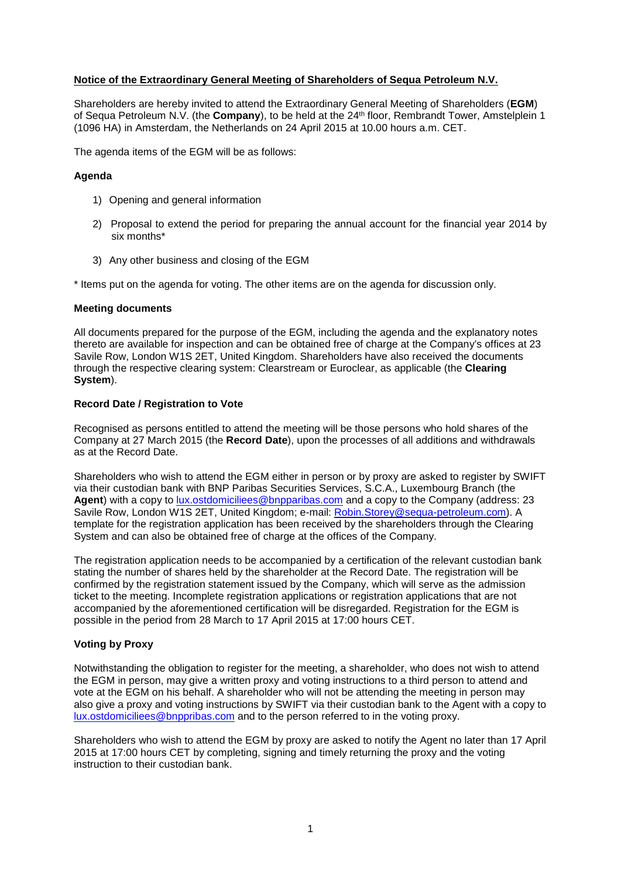**Notice of the Extraordinary General Meeting of Shareholders of Sequa Petroleum N.V.**

Shareholders are hereby invited to attend the Extraordinary General Meeting of Shareholders (**EGM**) of Sequa Petroleum N.V. (the **Company**), to be held at the 24th floor, Rembrandt Tower, Amstelplein 1 (1096 HA) in Amsterdam, the Netherlands on 24 April 2015 at 10.00 hours a.m. CET.

The agenda items of the EGM will be as follows:

**Agenda**

1) Opening and general information

2) Proposal to extend the period for preparing the annual account for the financial year 2014 by six months*

3) Any other business and closing of the EGM

* Items put on the agenda for voting. The other items are on the agenda for discussion only.

**Meeting documents**

All documents prepared for the purpose of the EGM, including the agenda and the explanatory notes thereto are available for inspection and can be obtained free of charge at the Company's offices at 23 Savile Row, London W1S 2ET, United Kingdom. Shareholders have also received the documents through the respective clearing system: Clearstream or Euroclear, as applicable (the **Clearing System**).

**Record Date / Registration to Vote**

Recognised as persons entitled to attend the meeting will be those persons who hold shares of the Company at 27 March 2015 (the **Record Date**), upon the processes of all additions and withdrawals as at the Record Date.

Shareholders who wish to attend the EGM either in person or by proxy are asked to register by SWIFT via their custodian bank with BNP Paribas Securities Services, S.C.A., Luxembourg Branch (the **Agent**) with a copy to lux.ostdomiciliees@bnpparibas.com and a copy to the Company (address: 23 Savile Row, London W1S 2ET, United Kingdom; e-mail: Robin.Storey@sequa-petroleum.com). A template for the registration application has been received by the shareholders through the Clearing System and can also be obtained free of charge at the offices of the Company.

The registration application needs to be accompanied by a certification of the relevant custodian bank stating the number of shares held by the shareholder at the Record Date. The registration will be confirmed by the registration statement issued by the Company, which will serve as the admission ticket to the meeting. Incomplete registration applications or registration applications that are not accompanied by the aforementioned certification will be disregarded. Registration for the EGM is possible in the period from 28 March to 17 April 2015 at 17:00 hours CET.

**Voting by Proxy**

Notwithstanding the obligation to register for the meeting, a shareholder, who does not wish to attend the EGM in person, may give a written proxy and voting instructions to a third person to attend and vote at the EGM on his behalf. A shareholder who will not be attending the meeting in person may also give a proxy and voting instructions by SWIFT via their custodian bank to the Agent with a copy to lux.ostdomiciliees@bnppribas.com and to the person referred to in the voting proxy.

Shareholders who wish to attend the EGM by proxy are asked to notify the Agent no later than 17 April 2015 at 17:00 hours CET by completing, signing and timely returning the proxy and the voting instruction to their custodian bank.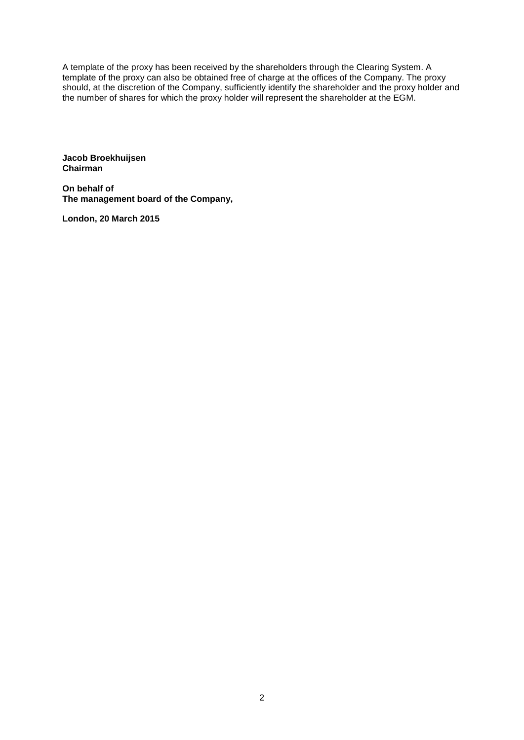A template of the proxy has been received by the shareholders through the Clearing System. A template of the proxy can also be obtained free of charge at the offices of the Company. The proxy should, at the discretion of the Company, sufficiently identify the shareholder and the proxy holder and the number of shares for which the proxy holder will represent the shareholder at the EGM.

**Jacob Broekhuijsen**
**Chairman**

**On behalf of**
**The management board of the Company,**

**London, 20 March 2015**